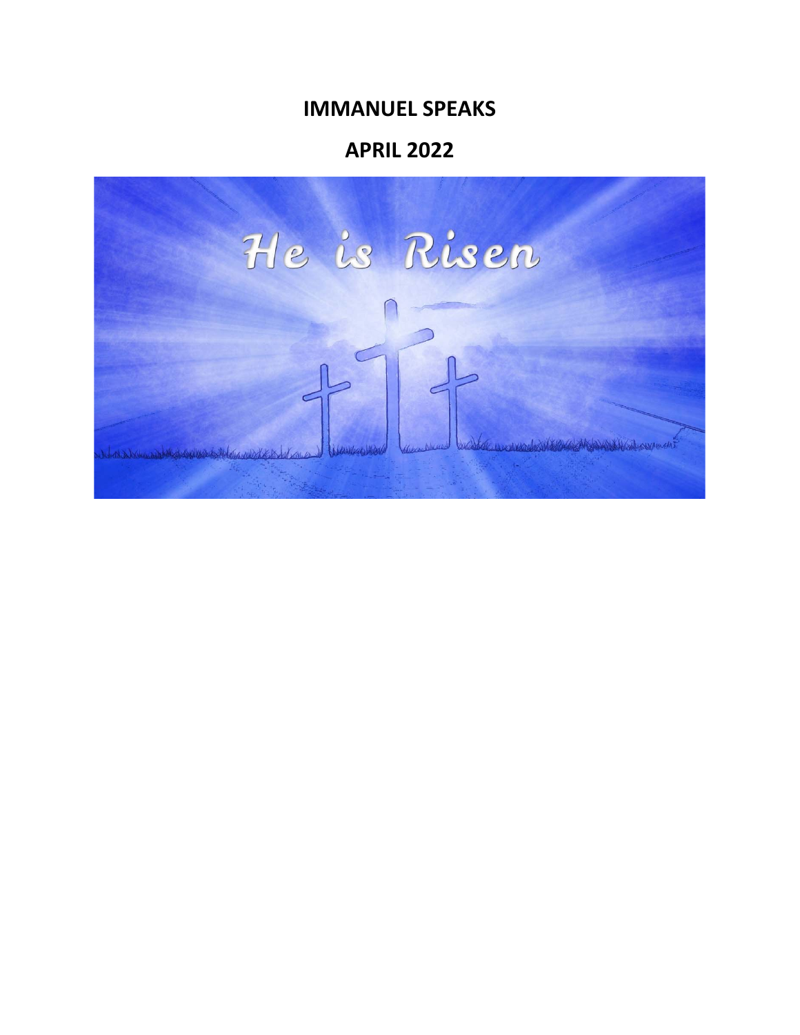# IMMANUEL SPEAKS

## APRIL 2022

He is Risen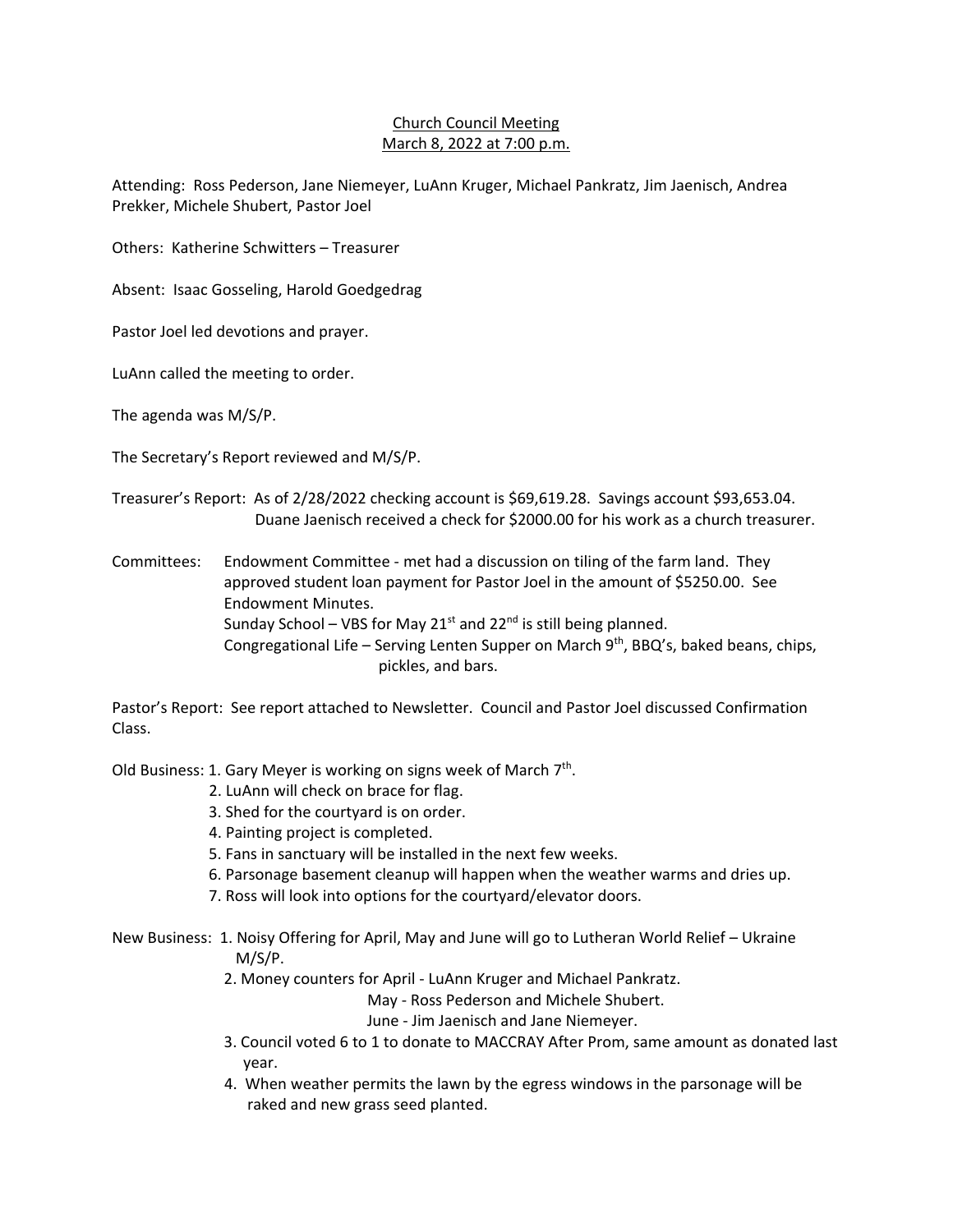<u>Church Council Meeting</u>
<u>March 8, 2022 at 7:00 p.m.</u>

Attending: Ross Pederson, Jane Niemeyer, LuAnn Kruger, Michael Pankratz, Jim Jaenisch, Andrea Prekker, Michele Shubert, Pastor Joel

Others: Katherine Schwitters – Treasurer

Absent: Isaac Gosseling, Harold Goedgedrag

Pastor Joel led devotions and prayer.

LuAnn called the meeting to order.

The agenda was M/S/P.

The Secretary's Report reviewed and M/S/P.

Treasurer's Report: As of 2/28/2022 checking account is $69,619.28. Savings account $93,653.04.
Duane Jaenisch received a check for $2000.00 for his work as a church treasurer.

Committees: Endowment Committee - met had a discussion on tiling of the farm land. They approved student loan payment for Pastor Joel in the amount of $5250.00. See Endowment Minutes.
Sunday School – VBS for May 21st and 22nd is still being planned.
Congregational Life – Serving Lenten Supper on March 9th, BBQ's, baked beans, chips, pickles, and bars.

Pastor's Report: See report attached to Newsletter. Council and Pastor Joel discussed Confirmation Class.

Old Business:
1. Gary Meyer is working on signs week of March 7th.
2. LuAnn will check on brace for flag.
3. Shed for the courtyard is on order.
4. Painting project is completed.
5. Fans in sanctuary will be installed in the next few weeks.
6. Parsonage basement cleanup will happen when the weather warms and dries up.
7. Ross will look into options for the courtyard/elevator doors.

New Business:
1. Noisy Offering for April, May and June will go to Lutheran World Relief – Ukraine M/S/P.
2. Money counters for April - LuAnn Kruger and Michael Pankratz.
   May - Ross Pederson and Michele Shubert.
   June - Jim Jaenisch and Jane Niemeyer.
3. Council voted 6 to 1 to donate to MACCRAY After Prom, same amount as donated last year.
4. When weather permits the lawn by the egress windows in the parsonage will be raked and new grass seed planted.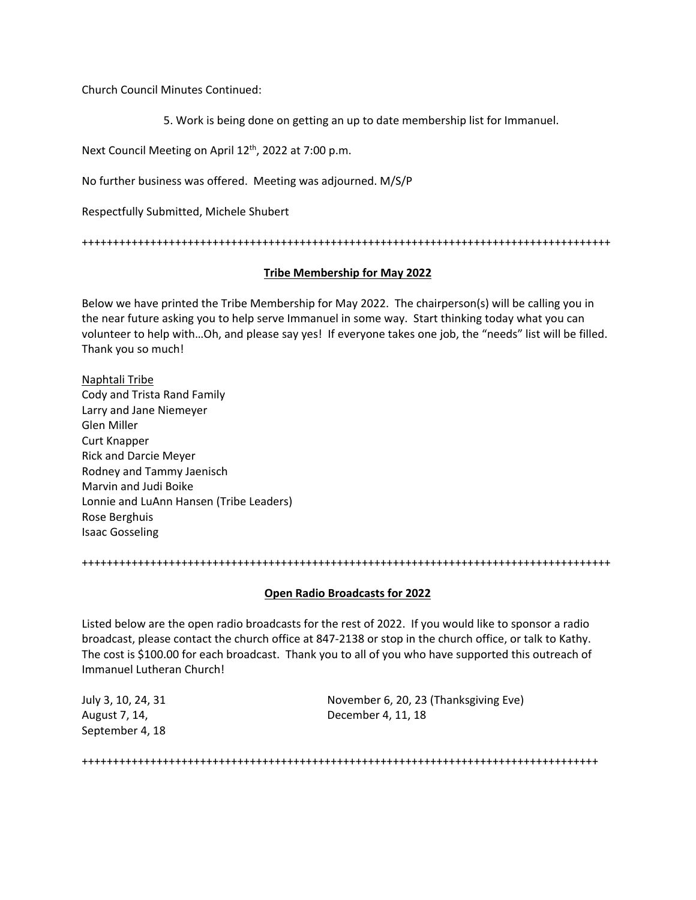Church Council Minutes Continued:

5. Work is being done on getting an up to date membership list for Immanuel.

Next Council Meeting on April 12th, 2022 at 7:00 p.m.

No further business was offered. Meeting was adjourned. M/S/P

Respectfully Submitted, Michele Shubert

++++++++++++++++++++++++++++++++++++++++++++++++++++++++++++++++++++++++++++++++++

## Tribe Membership for May 2022

Below we have printed the Tribe Membership for May 2022. The chairperson(s) will be calling you in the near future asking you to help serve Immanuel in some way. Start thinking today what you can volunteer to help with…Oh, and please say yes! If everyone takes one job, the "needs" list will be filled. Thank you so much!

Naphtali Tribe
Cody and Trista Rand Family
Larry and Jane Niemeyer
Glen Miller
Curt Knapper
Rick and Darcie Meyer
Rodney and Tammy Jaenisch
Marvin and Judi Boike
Lonnie and LuAnn Hansen (Tribe Leaders)
Rose Berghuis
Isaac Gosseling

++++++++++++++++++++++++++++++++++++++++++++++++++++++++++++++++++++++++++++++++++

## Open Radio Broadcasts for 2022

Listed below are the open radio broadcasts for the rest of 2022. If you would like to sponsor a radio broadcast, please contact the church office at 847-2138 or stop in the church office, or talk to Kathy. The cost is $100.00 for each broadcast. Thank you to all of you who have supported this outreach of Immanuel Lutheran Church!

July 3, 10, 24, 31
August 7, 14,
September 4, 18
November 6, 20, 23 (Thanksgiving Eve)
December 4, 11, 18

++++++++++++++++++++++++++++++++++++++++++++++++++++++++++++++++++++++++++++++++++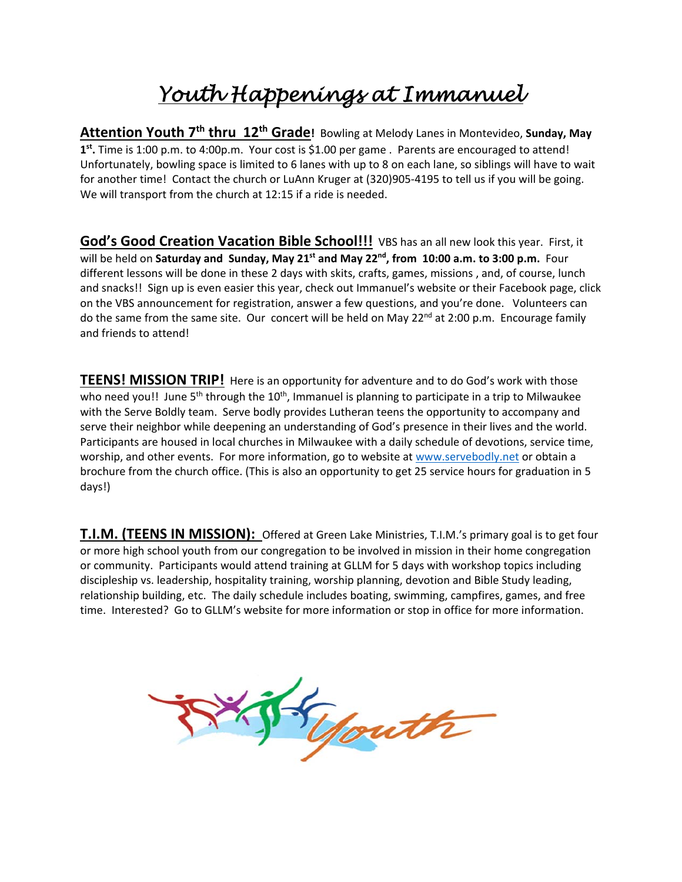# *Youth Happenings at Immanuel*

**Attention Youth 7th thru 12th Grade!** Bowling at Melody Lanes in Montevideo, **Sunday, May 1st.** Time is 1:00 p.m. to 4:00p.m. Your cost is $1.00 per game . Parents are encouraged to attend! Unfortunately, bowling space is limited to 6 lanes with up to 8 on each lane, so siblings will have to wait for another time! Contact the church or LuAnn Kruger at (320)905-4195 to tell us if you will be going. We will transport from the church at 12:15 if a ride is needed.

**God's Good Creation Vacation Bible School!!!** VBS has an all new look this year. First, it will be held on **Saturday and Sunday, May 21st and May 22nd, from 10:00 a.m. to 3:00 p.m.** Four different lessons will be done in these 2 days with skits, crafts, games, missions , and, of course, lunch and snacks!! Sign up is even easier this year, check out Immanuel's website or their Facebook page, click on the VBS announcement for registration, answer a few questions, and you're done. Volunteers can do the same from the same site. Our concert will be held on May 22nd at 2:00 p.m. Encourage family and friends to attend!

**TEENS! MISSION TRIP!** Here is an opportunity for adventure and to do God's work with those who need you!! June 5th through the 10th, Immanuel is planning to participate in a trip to Milwaukee with the Serve Boldly team. Serve bodly provides Lutheran teens the opportunity to accompany and serve their neighbor while deepening an understanding of God's presence in their lives and the world. Participants are housed in local churches in Milwaukee with a daily schedule of devotions, service time, worship, and other events. For more information, go to website at www.servebodly.net or obtain a brochure from the church office. (This is also an opportunity to get 25 service hours for graduation in 5 days!)

**T.I.M. (TEENS IN MISSION):** Offered at Green Lake Ministries, T.I.M.'s primary goal is to get four or more high school youth from our congregation to be involved in mission in their home congregation or community. Participants would attend training at GLLM for 5 days with workshop topics including discipleship vs. leadership, hospitality training, worship planning, devotion and Bible Study leading, relationship building, etc. The daily schedule includes boating, swimming, campfires, games, and free time. Interested? Go to GLLM's website for more information or stop in office for more information.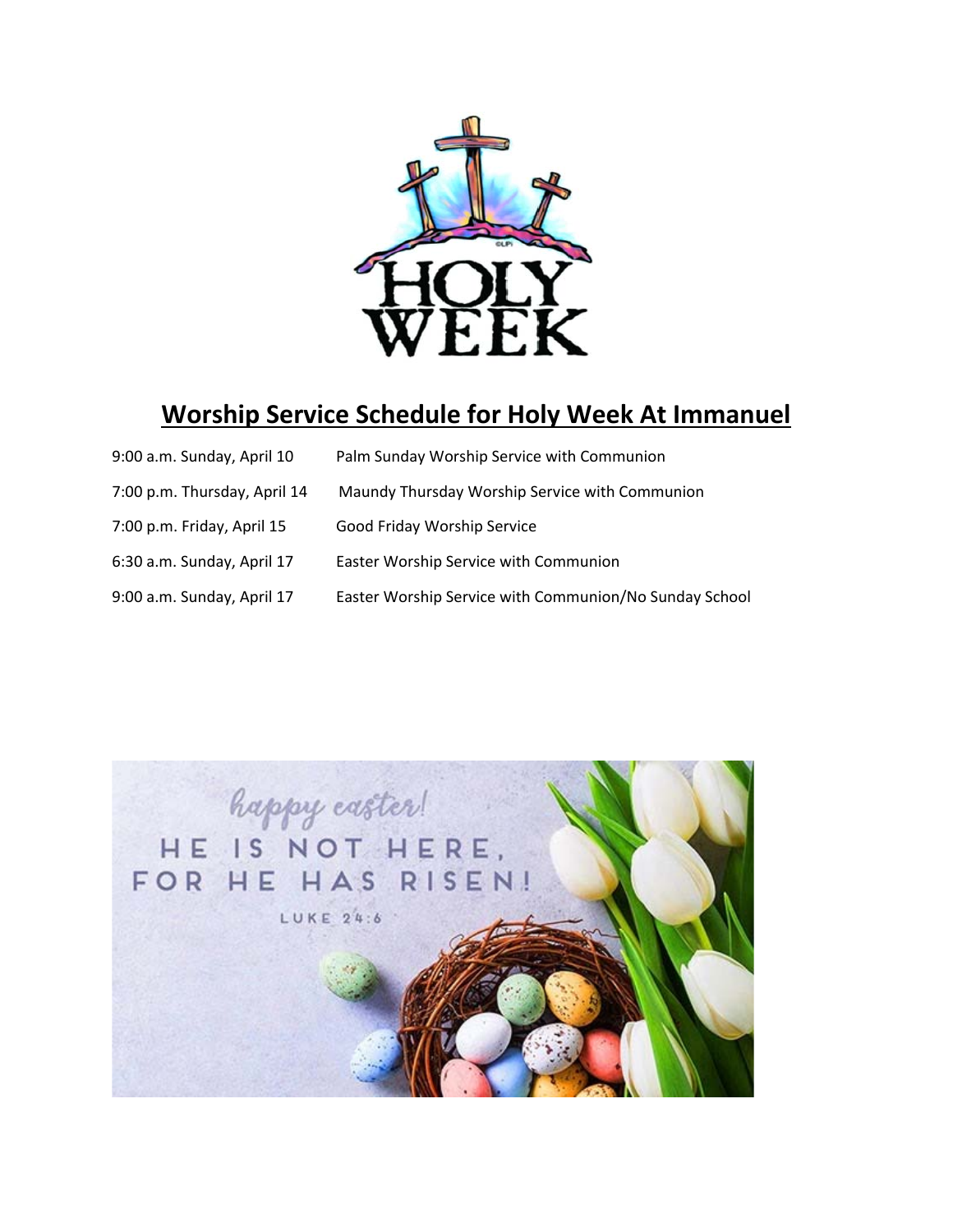## Worship Service Schedule for Holy Week At Immanuel

| | |
|---|---|
| 9:00 a.m. Sunday, April 10 | Palm Sunday Worship Service with Communion |
| 7:00 p.m. Thursday, April 14 | Maundy Thursday Worship Service with Communion |
| 7:00 p.m. Friday, April 15 | Good Friday Worship Service |
| 6:30 a.m. Sunday, April 17 | Easter Worship Service with Communion |
| 9:00 a.m. Sunday, April 17 | Easter Worship Service with Communion/No Sunday School |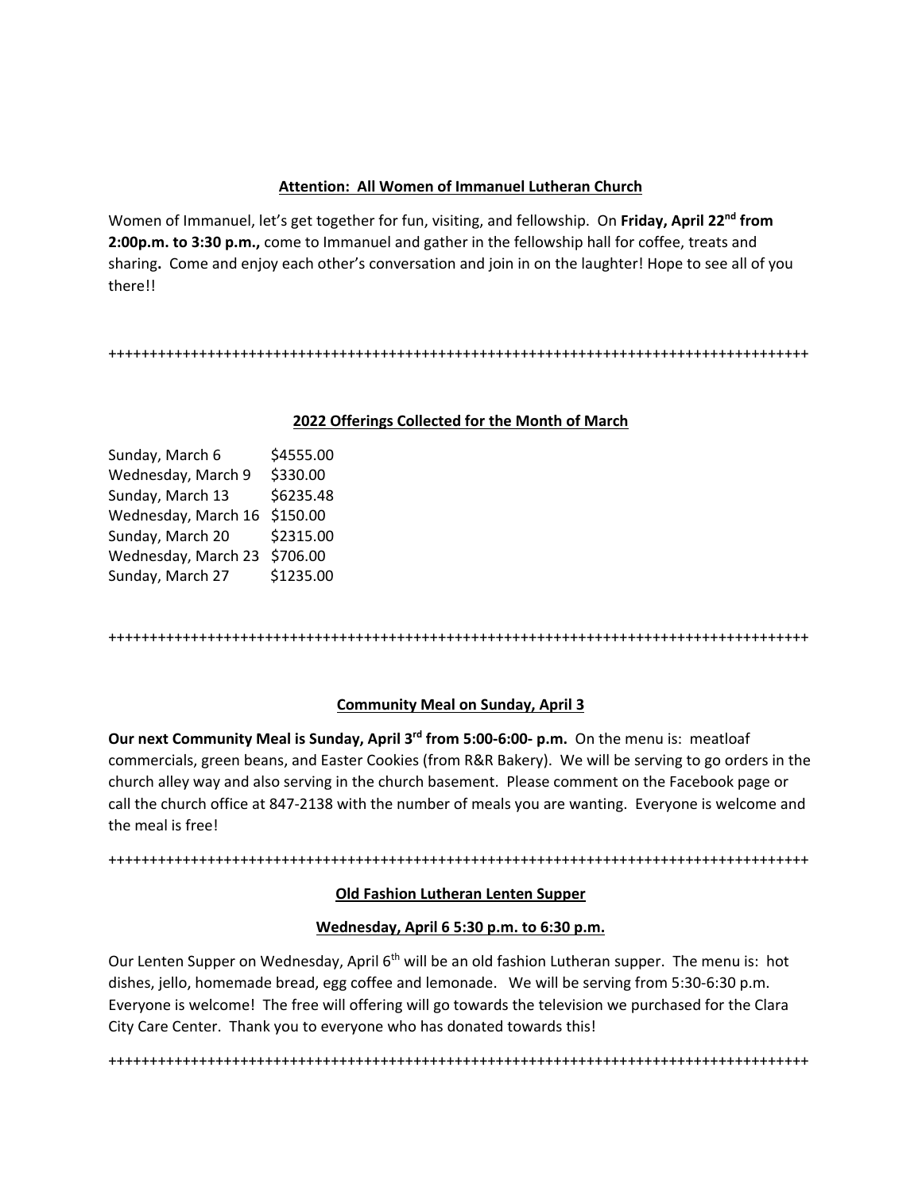**Attention: All Women of Immanuel Lutheran Church**

Women of Immanuel, let's get together for fun, visiting, and fellowship. On **Friday, April 22nd from 2:00p.m. to 3:30 p.m.,** come to Immanuel and gather in the fellowship hall for coffee, treats and sharing**.** Come and enjoy each other's conversation and join in on the laughter! Hope to see all of you there!!

++++++++++++++++++++++++++++++++++++++++++++++++++++++++++++++++++++++++++++++++++++++

**2022 Offerings Collected for the Month of March**

| | |
|---|---|
| Sunday, March 6 | $4555.00 |
| Wednesday, March 9 | $330.00 |
| Sunday, March 13 | $6235.48 |
| Wednesday, March 16 | $150.00 |
| Sunday, March 20 | $2315.00 |
| Wednesday, March 23 | $706.00 |
| Sunday, March 27 | $1235.00 |

++++++++++++++++++++++++++++++++++++++++++++++++++++++++++++++++++++++++++++++++++++++

**Community Meal on Sunday, April 3**

**Our next Community Meal is Sunday, April 3rd from 5:00-6:00- p.m.** On the menu is: meatloaf commercials, green beans, and Easter Cookies (from R&R Bakery). We will be serving to go orders in the church alley way and also serving in the church basement. Please comment on the Facebook page or call the church office at 847-2138 with the number of meals you are wanting. Everyone is welcome and the meal is free!

++++++++++++++++++++++++++++++++++++++++++++++++++++++++++++++++++++++++++++++++++++++

**Old Fashion Lutheran Lenten Supper**

**Wednesday, April 6 5:30 p.m. to 6:30 p.m.**

Our Lenten Supper on Wednesday, April 6th will be an old fashion Lutheran supper. The menu is: hot dishes, jello, homemade bread, egg coffee and lemonade. We will be serving from 5:30-6:30 p.m. Everyone is welcome! The free will offering will go towards the television we purchased for the Clara City Care Center. Thank you to everyone who has donated towards this!

++++++++++++++++++++++++++++++++++++++++++++++++++++++++++++++++++++++++++++++++++++++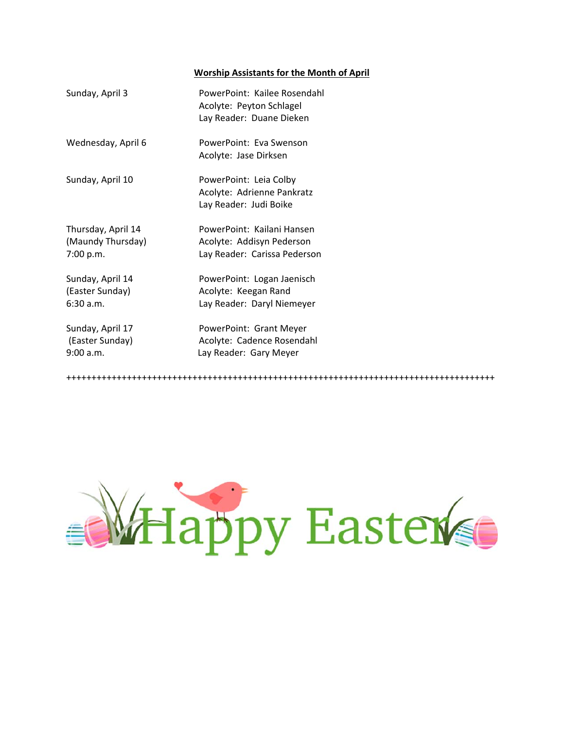**Worship Assistants for the Month of April**

| | |
|---|---|
| Sunday, April 3 | PowerPoint: Kailee Rosendahl<br>Acolyte: Peyton Schlagel<br>Lay Reader: Duane Dieken |
| Wednesday, April 6 | PowerPoint: Eva Swenson<br>Acolyte: Jase Dirksen |
| Sunday, April 10 | PowerPoint: Leia Colby<br>Acolyte: Adrienne Pankratz<br>Lay Reader: Judi Boike |
| Thursday, April 14<br>(Maundy Thursday)<br>7:00 p.m. | PowerPoint: Kailani Hansen<br>Acolyte: Addisyn Pederson<br>Lay Reader: Carissa Pederson |
| Sunday, April 14<br>(Easter Sunday)<br>6:30 a.m. | PowerPoint: Logan Jaenisch<br>Acolyte: Keegan Rand<br>Lay Reader: Daryl Niemeyer |
| Sunday, April 17<br>(Easter Sunday)<br>9:00 a.m. | PowerPoint: Grant Meyer<br>Acolyte: Cadence Rosendahl<br>Lay Reader: Gary Meyer |

++++++++++++++++++++++++++++++++++++++++++++++++++++++++++++++++++++++++++++++++++++++++++

Happy Easter